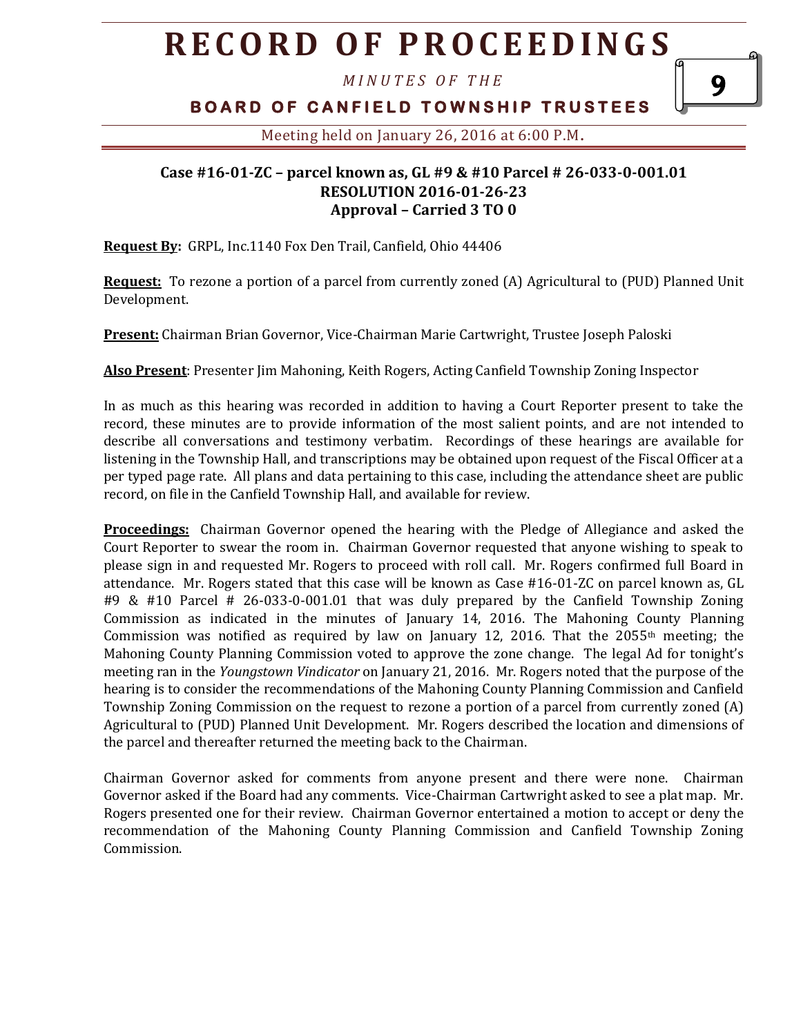**Case #16-01-ZC – parcel known as, GL #9 & #10 Parcel # 26-033-0-001.01**
**RESOLUTION 2016-01-26-23**
**Approval – Carried 3 TO 0**

**Request By:** GRPL, Inc.1140 Fox Den Trail, Canfield, Ohio 44406

**Request:** To rezone a portion of a parcel from currently zoned (A) Agricultural to (PUD) Planned Unit Development.

**Present:** Chairman Brian Governor, Vice-Chairman Marie Cartwright, Trustee Joseph Paloski

**Also Present**: Presenter Jim Mahoning, Keith Rogers, Acting Canfield Township Zoning Inspector

In as much as this hearing was recorded in addition to having a Court Reporter present to take the record, these minutes are to provide information of the most salient points, and are not intended to describe all conversations and testimony verbatim. Recordings of these hearings are available for listening in the Township Hall, and transcriptions may be obtained upon request of the Fiscal Officer at a per typed page rate. All plans and data pertaining to this case, including the attendance sheet are public record, on file in the Canfield Township Hall, and available for review.

**Proceedings:** Chairman Governor opened the hearing with the Pledge of Allegiance and asked the Court Reporter to swear the room in. Chairman Governor requested that anyone wishing to speak to please sign in and requested Mr. Rogers to proceed with roll call. Mr. Rogers confirmed full Board in attendance. Mr. Rogers stated that this case will be known as Case #16-01-ZC on parcel known as, GL #9 & #10 Parcel # 26-033-0-001.01 that was duly prepared by the Canfield Township Zoning Commission as indicated in the minutes of January 14, 2016. The Mahoning County Planning Commission was notified as required by law on January 12, 2016. That the 2055th meeting; the Mahoning County Planning Commission voted to approve the zone change. The legal Ad for tonight's meeting ran in the *Youngstown Vindicator* on January 21, 2016. Mr. Rogers noted that the purpose of the hearing is to consider the recommendations of the Mahoning County Planning Commission and Canfield Township Zoning Commission on the request to rezone a portion of a parcel from currently zoned (A) Agricultural to (PUD) Planned Unit Development. Mr. Rogers described the location and dimensions of the parcel and thereafter returned the meeting back to the Chairman.

Chairman Governor asked for comments from anyone present and there were none. Chairman Governor asked if the Board had any comments. Vice-Chairman Cartwright asked to see a plat map. Mr. Rogers presented one for their review. Chairman Governor entertained a motion to accept or deny the recommendation of the Mahoning County Planning Commission and Canfield Township Zoning Commission.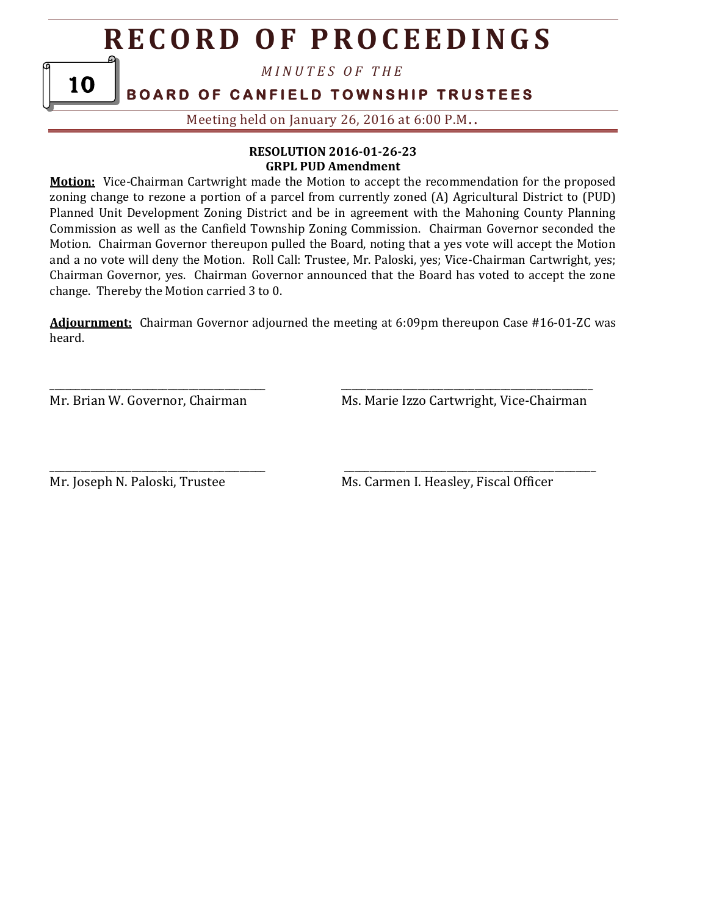**RESOLUTION 2016-01-26-23**
**GRPL PUD Amendment**

**Motion:** Vice-Chairman Cartwright made the Motion to accept the recommendation for the proposed zoning change to rezone a portion of a parcel from currently zoned (A) Agricultural District to (PUD) Planned Unit Development Zoning District and be in agreement with the Mahoning County Planning Commission as well as the Canfield Township Zoning Commission. Chairman Governor seconded the Motion. Chairman Governor thereupon pulled the Board, noting that a yes vote will accept the Motion and a no vote will deny the Motion. Roll Call: Trustee, Mr. Paloski, yes; Vice-Chairman Cartwright, yes; Chairman Governor, yes. Chairman Governor announced that the Board has voted to accept the zone change. Thereby the Motion carried 3 to 0.

**Adjournment:** Chairman Governor adjourned the meeting at 6:09pm thereupon Case #16-01-ZC was heard.

_______________________________________ _______________________________________
Mr. Brian W. Governor, Chairman Ms. Marie Izzo Cartwright, Vice-Chairman

_______________________________________ _______________________________________
Mr. Joseph N. Paloski, Trustee Ms. Carmen I. Heasley, Fiscal Officer